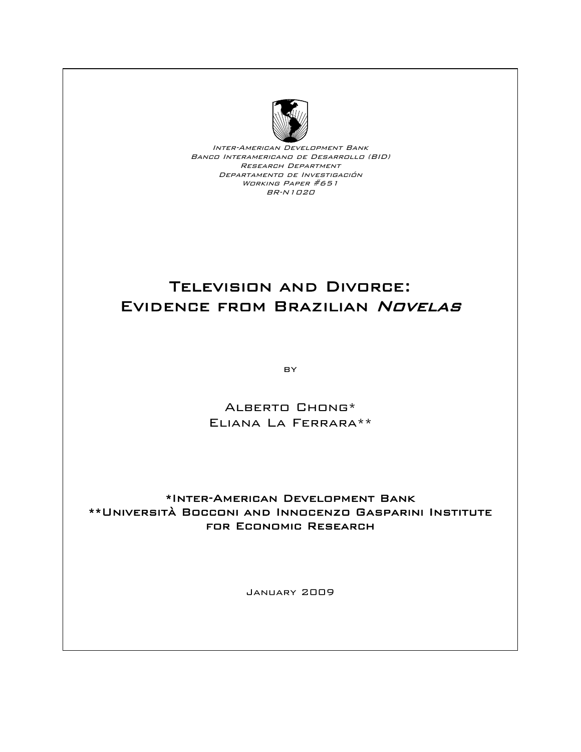Inter-American Development Bank
Banco Interamericano de Desarrollo (BID)
Research Department
Departamento de Investigación
Working Paper #651
BR-N1020

# Television and Divorce: Evidence from Brazilian *Novelas*

by

Alberto Chong*
Eliana La Ferrara**

*Inter-American Development Bank
**Università Bocconi and Innocenzo Gasparini Institute for Economic Research

January 2009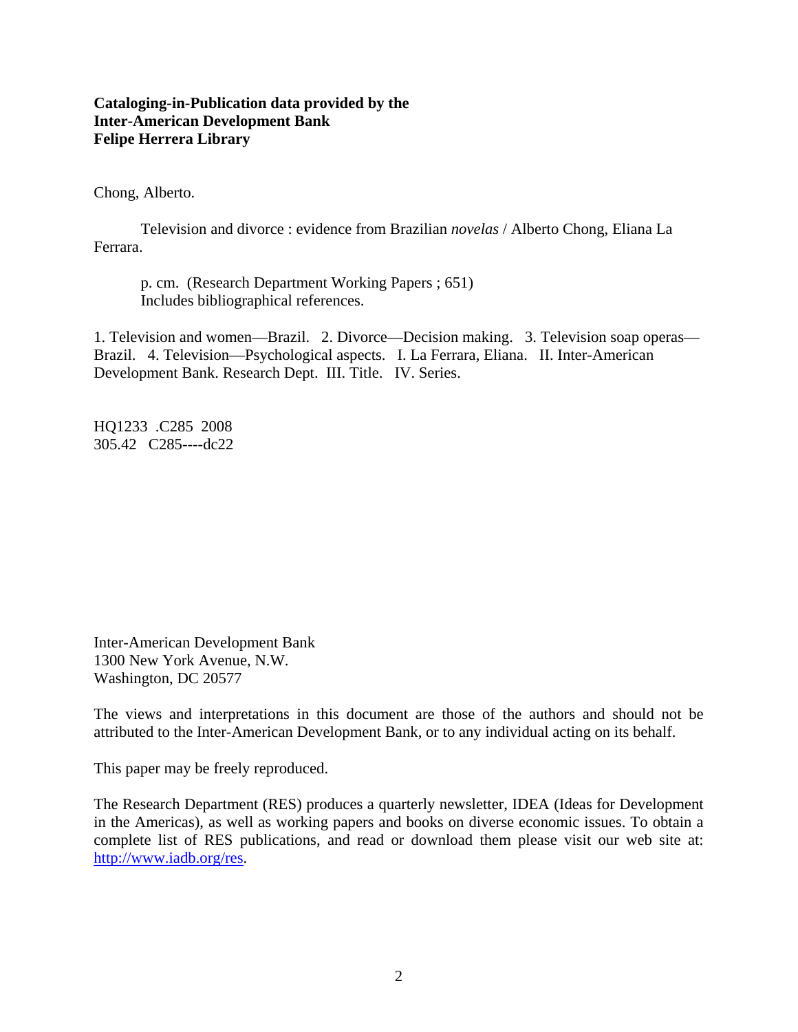**Cataloging-in-Publication data provided by the**
**Inter-American Development Bank**
**Felipe Herrera Library**

Chong, Alberto.

Television and divorce : evidence from Brazilian *novelas* / Alberto Chong, Eliana La Ferrara.

p. cm. (Research Department Working Papers ; 651)
Includes bibliographical references.

1. Television and women—Brazil. 2. Divorce—Decision making. 3. Television soap operas—Brazil. 4. Television—Psychological aspects. I. La Ferrara, Eliana. II. Inter-American Development Bank. Research Dept. III. Title. IV. Series.

HQ1233 .C285 2008
305.42 C285----dc22

Inter-American Development Bank
1300 New York Avenue, N.W.
Washington, DC 20577

The views and interpretations in this document are those of the authors and should not be attributed to the Inter-American Development Bank, or to any individual acting on its behalf.

This paper may be freely reproduced.

The Research Department (RES) produces a quarterly newsletter, IDEA (Ideas for Development in the Americas), as well as working papers and books on diverse economic issues. To obtain a complete list of RES publications, and read or download them please visit our web site at: http://www.iadb.org/res.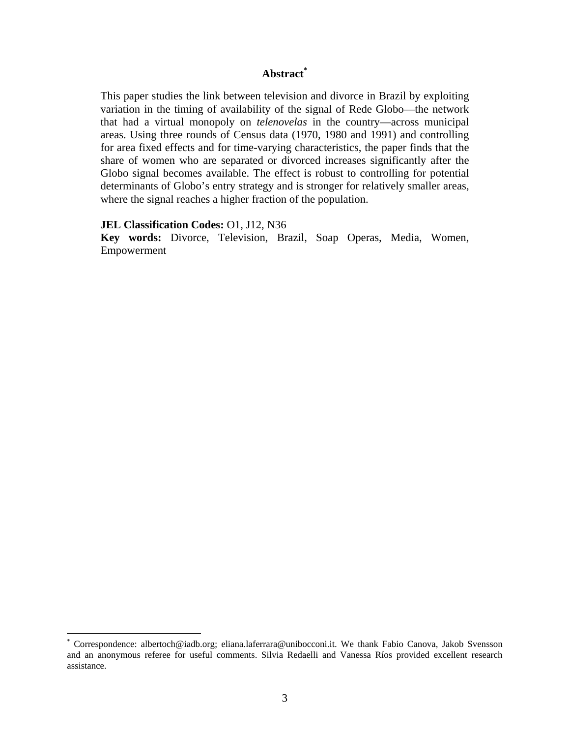## Abstract*

This paper studies the link between television and divorce in Brazil by exploiting variation in the timing of availability of the signal of Rede Globo—the network that had a virtual monopoly on *telenovelas* in the country—across municipal areas. Using three rounds of Census data (1970, 1980 and 1991) and controlling for area fixed effects and for time-varying characteristics, the paper finds that the share of women who are separated or divorced increases significantly after the Globo signal becomes available. The effect is robust to controlling for potential determinants of Globo's entry strategy and is stronger for relatively smaller areas, where the signal reaches a higher fraction of the population.

**JEL Classification Codes:** O1, J12, N36

**Key words:** Divorce, Television, Brazil, Soap Operas, Media, Women, Empowerment

---

* Correspondence: albertoch@iadb.org; eliana.laferrara@unibocconi.it. We thank Fabio Canova, Jakob Svensson and an anonymous referee for useful comments. Silvia Redaelli and Vanessa Ríos provided excellent research assistance.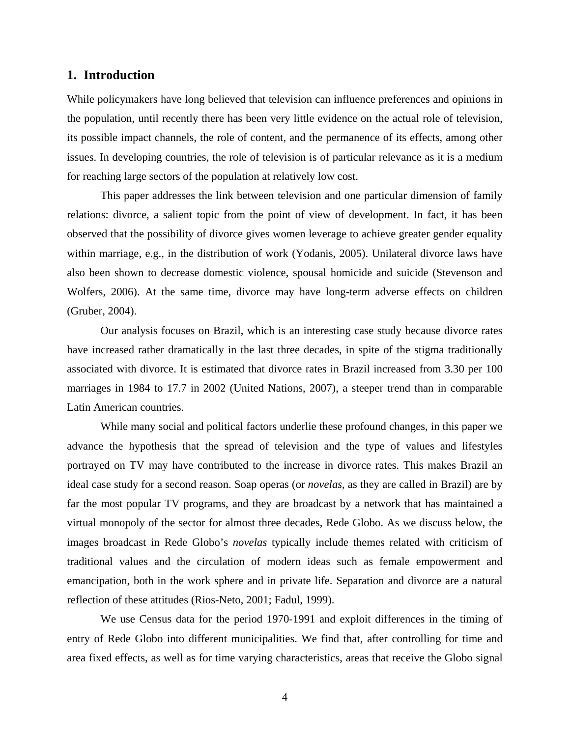## 1. Introduction

While policymakers have long believed that television can influence preferences and opinions in the population, until recently there has been very little evidence on the actual role of television, its possible impact channels, the role of content, and the permanence of its effects, among other issues. In developing countries, the role of television is of particular relevance as it is a medium for reaching large sectors of the population at relatively low cost.

This paper addresses the link between television and one particular dimension of family relations: divorce, a salient topic from the point of view of development. In fact, it has been observed that the possibility of divorce gives women leverage to achieve greater gender equality within marriage, e.g., in the distribution of work (Yodanis, 2005). Unilateral divorce laws have also been shown to decrease domestic violence, spousal homicide and suicide (Stevenson and Wolfers, 2006). At the same time, divorce may have long-term adverse effects on children (Gruber, 2004).

Our analysis focuses on Brazil, which is an interesting case study because divorce rates have increased rather dramatically in the last three decades, in spite of the stigma traditionally associated with divorce. It is estimated that divorce rates in Brazil increased from 3.30 per 100 marriages in 1984 to 17.7 in 2002 (United Nations, 2007), a steeper trend than in comparable Latin American countries.

While many social and political factors underlie these profound changes, in this paper we advance the hypothesis that the spread of television and the type of values and lifestyles portrayed on TV may have contributed to the increase in divorce rates. This makes Brazil an ideal case study for a second reason. Soap operas (or *novelas*, as they are called in Brazil) are by far the most popular TV programs, and they are broadcast by a network that has maintained a virtual monopoly of the sector for almost three decades, Rede Globo. As we discuss below, the images broadcast in Rede Globo's *novelas* typically include themes related with criticism of traditional values and the circulation of modern ideas such as female empowerment and emancipation, both in the work sphere and in private life. Separation and divorce are a natural reflection of these attitudes (Rios-Neto, 2001; Fadul, 1999).

We use Census data for the period 1970-1991 and exploit differences in the timing of entry of Rede Globo into different municipalities. We find that, after controlling for time and area fixed effects, as well as for time varying characteristics, areas that receive the Globo signal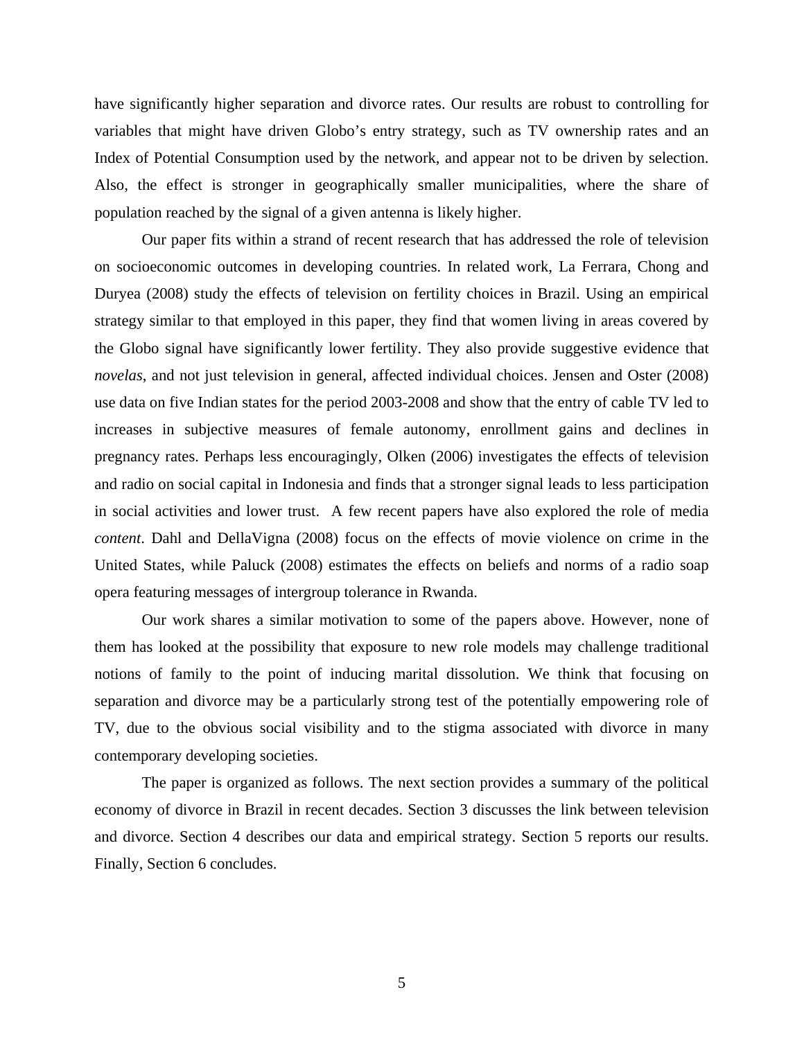have significantly higher separation and divorce rates. Our results are robust to controlling for variables that might have driven Globo's entry strategy, such as TV ownership rates and an Index of Potential Consumption used by the network, and appear not to be driven by selection. Also, the effect is stronger in geographically smaller municipalities, where the share of population reached by the signal of a given antenna is likely higher.

Our paper fits within a strand of recent research that has addressed the role of television on socioeconomic outcomes in developing countries. In related work, La Ferrara, Chong and Duryea (2008) study the effects of television on fertility choices in Brazil. Using an empirical strategy similar to that employed in this paper, they find that women living in areas covered by the Globo signal have significantly lower fertility. They also provide suggestive evidence that *novelas*, and not just television in general, affected individual choices. Jensen and Oster (2008) use data on five Indian states for the period 2003-2008 and show that the entry of cable TV led to increases in subjective measures of female autonomy, enrollment gains and declines in pregnancy rates. Perhaps less encouragingly, Olken (2006) investigates the effects of television and radio on social capital in Indonesia and finds that a stronger signal leads to less participation in social activities and lower trust. A few recent papers have also explored the role of media *content*. Dahl and DellaVigna (2008) focus on the effects of movie violence on crime in the United States, while Paluck (2008) estimates the effects on beliefs and norms of a radio soap opera featuring messages of intergroup tolerance in Rwanda.

Our work shares a similar motivation to some of the papers above. However, none of them has looked at the possibility that exposure to new role models may challenge traditional notions of family to the point of inducing marital dissolution. We think that focusing on separation and divorce may be a particularly strong test of the potentially empowering role of TV, due to the obvious social visibility and to the stigma associated with divorce in many contemporary developing societies.

The paper is organized as follows. The next section provides a summary of the political economy of divorce in Brazil in recent decades. Section 3 discusses the link between television and divorce. Section 4 describes our data and empirical strategy. Section 5 reports our results. Finally, Section 6 concludes.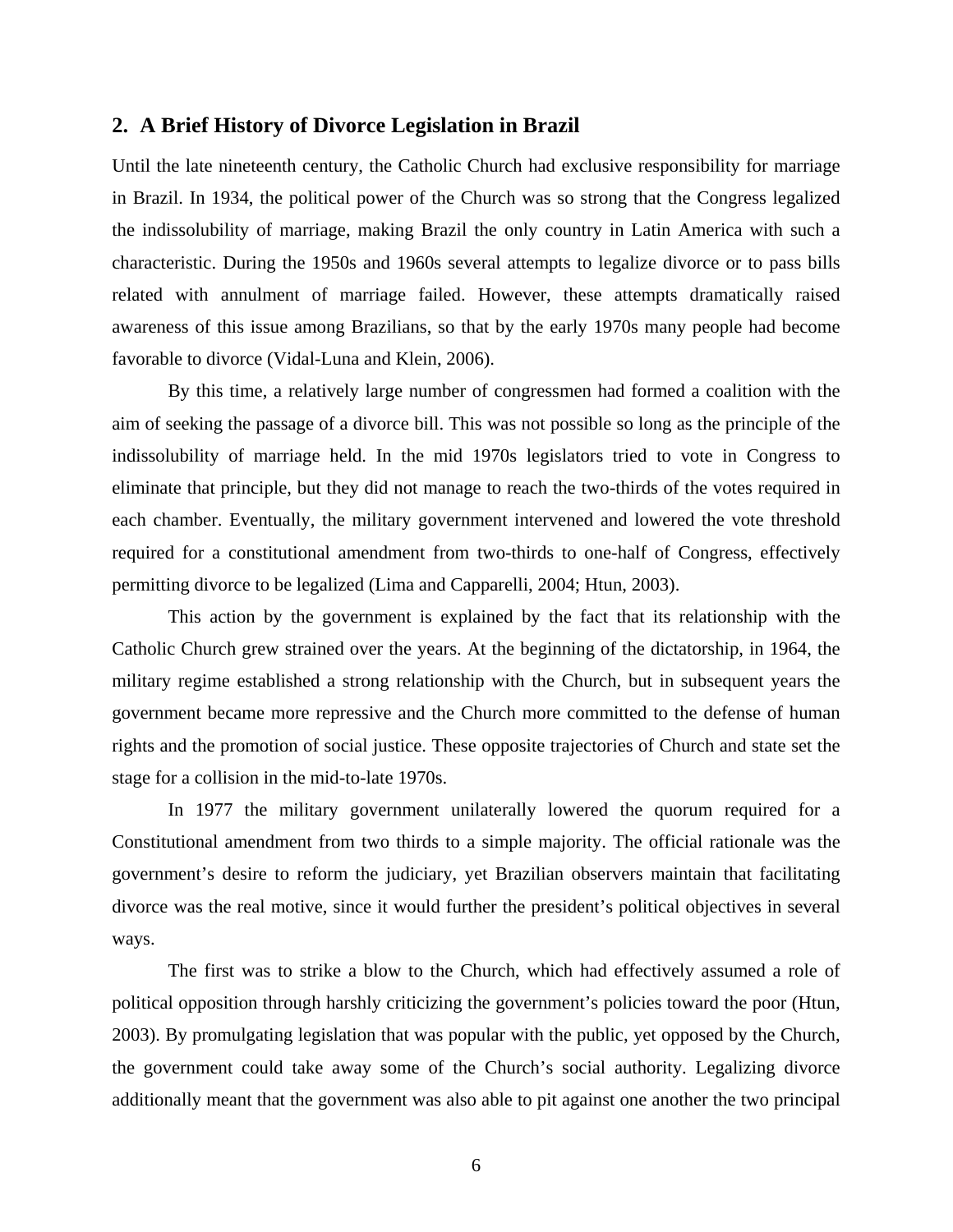## 2. A Brief History of Divorce Legislation in Brazil

Until the late nineteenth century, the Catholic Church had exclusive responsibility for marriage in Brazil. In 1934, the political power of the Church was so strong that the Congress legalized the indissolubility of marriage, making Brazil the only country in Latin America with such a characteristic. During the 1950s and 1960s several attempts to legalize divorce or to pass bills related with annulment of marriage failed. However, these attempts dramatically raised awareness of this issue among Brazilians, so that by the early 1970s many people had become favorable to divorce (Vidal-Luna and Klein, 2006).

By this time, a relatively large number of congressmen had formed a coalition with the aim of seeking the passage of a divorce bill. This was not possible so long as the principle of the indissolubility of marriage held. In the mid 1970s legislators tried to vote in Congress to eliminate that principle, but they did not manage to reach the two-thirds of the votes required in each chamber. Eventually, the military government intervened and lowered the vote threshold required for a constitutional amendment from two-thirds to one-half of Congress, effectively permitting divorce to be legalized (Lima and Capparelli, 2004; Htun, 2003).

This action by the government is explained by the fact that its relationship with the Catholic Church grew strained over the years. At the beginning of the dictatorship, in 1964, the military regime established a strong relationship with the Church, but in subsequent years the government became more repressive and the Church more committed to the defense of human rights and the promotion of social justice. These opposite trajectories of Church and state set the stage for a collision in the mid-to-late 1970s.

In 1977 the military government unilaterally lowered the quorum required for a Constitutional amendment from two thirds to a simple majority. The official rationale was the government's desire to reform the judiciary, yet Brazilian observers maintain that facilitating divorce was the real motive, since it would further the president's political objectives in several ways.

The first was to strike a blow to the Church, which had effectively assumed a role of political opposition through harshly criticizing the government's policies toward the poor (Htun, 2003). By promulgating legislation that was popular with the public, yet opposed by the Church, the government could take away some of the Church's social authority. Legalizing divorce additionally meant that the government was also able to pit against one another the two principal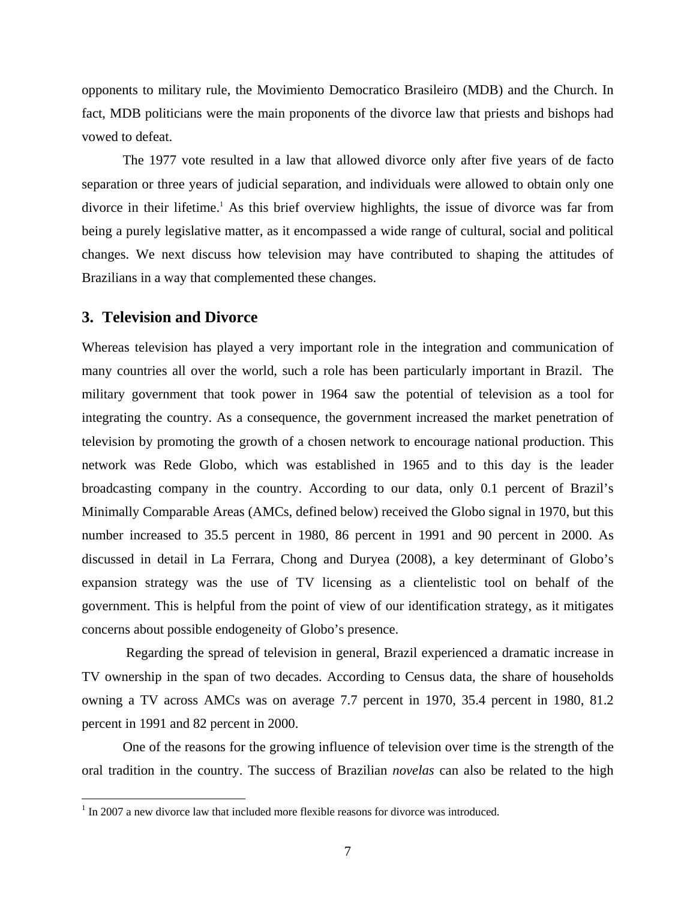opponents to military rule, the Movimiento Democratico Brasileiro (MDB) and the Church. In fact, MDB politicians were the main proponents of the divorce law that priests and bishops had vowed to defeat.

The 1977 vote resulted in a law that allowed divorce only after five years of de facto separation or three years of judicial separation, and individuals were allowed to obtain only one divorce in their lifetime.[1] As this brief overview highlights, the issue of divorce was far from being a purely legislative matter, as it encompassed a wide range of cultural, social and political changes. We next discuss how television may have contributed to shaping the attitudes of Brazilians in a way that complemented these changes.

## 3. Television and Divorce

Whereas television has played a very important role in the integration and communication of many countries all over the world, such a role has been particularly important in Brazil. The military government that took power in 1964 saw the potential of television as a tool for integrating the country. As a consequence, the government increased the market penetration of television by promoting the growth of a chosen network to encourage national production. This network was Rede Globo, which was established in 1965 and to this day is the leader broadcasting company in the country. According to our data, only 0.1 percent of Brazil's Minimally Comparable Areas (AMCs, defined below) received the Globo signal in 1970, but this number increased to 35.5 percent in 1980, 86 percent in 1991 and 90 percent in 2000. As discussed in detail in La Ferrara, Chong and Duryea (2008), a key determinant of Globo's expansion strategy was the use of TV licensing as a clientelistic tool on behalf of the government. This is helpful from the point of view of our identification strategy, as it mitigates concerns about possible endogeneity of Globo's presence.

Regarding the spread of television in general, Brazil experienced a dramatic increase in TV ownership in the span of two decades. According to Census data, the share of households owning a TV across AMCs was on average 7.7 percent in 1970, 35.4 percent in 1980, 81.2 percent in 1991 and 82 percent in 2000.

One of the reasons for the growing influence of television over time is the strength of the oral tradition in the country. The success of Brazilian *novelas* can also be related to the high

[1] In 2007 a new divorce law that included more flexible reasons for divorce was introduced.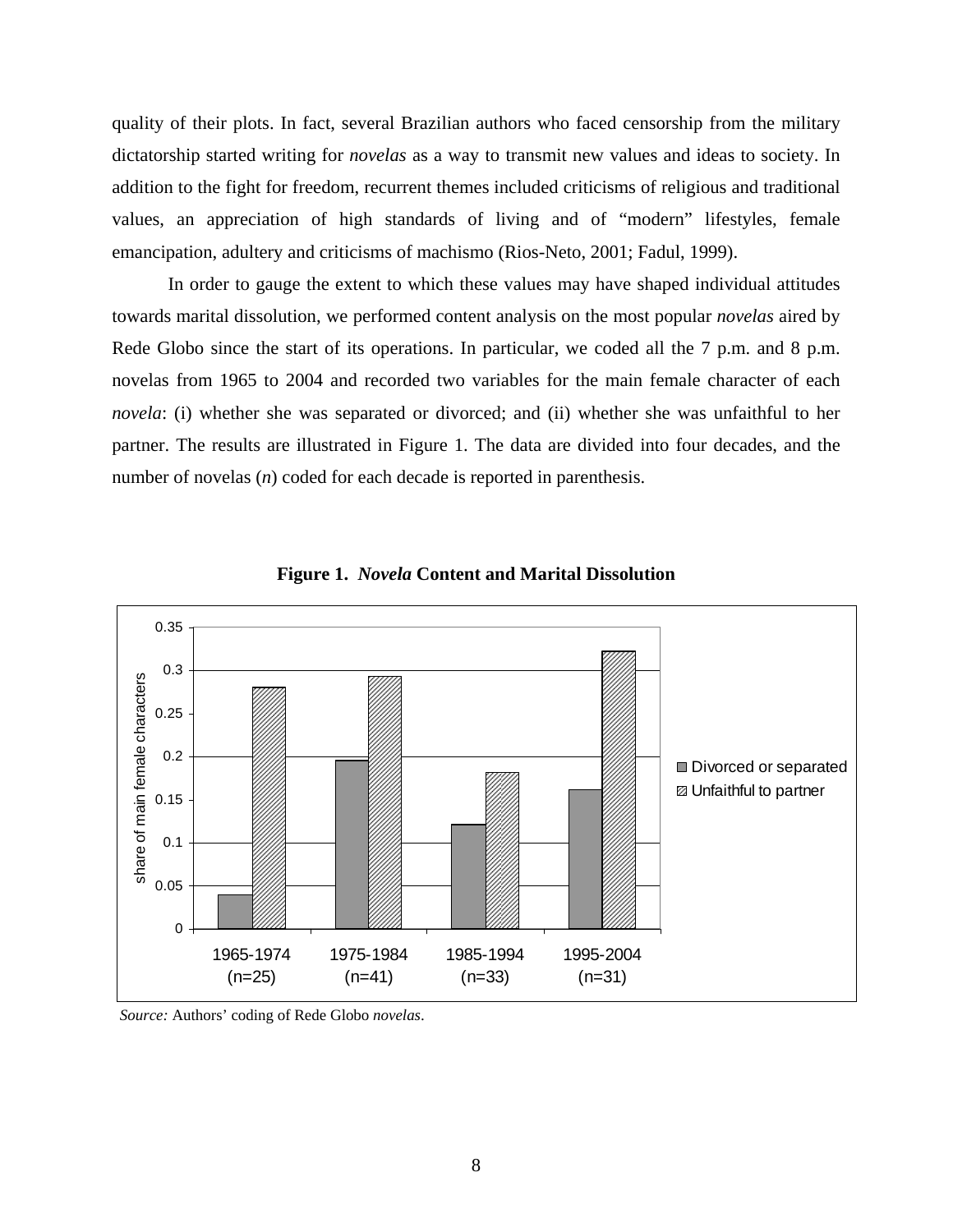quality of their plots. In fact, several Brazilian authors who faced censorship from the military dictatorship started writing for *novelas* as a way to transmit new values and ideas to society. In addition to the fight for freedom, recurrent themes included criticisms of religious and traditional values, an appreciation of high standards of living and of "modern" lifestyles, female emancipation, adultery and criticisms of machismo (Rios-Neto, 2001; Fadul, 1999).

In order to gauge the extent to which these values may have shaped individual attitudes towards marital dissolution, we performed content analysis on the most popular *novelas* aired by Rede Globo since the start of its operations. In particular, we coded all the 7 p.m. and 8 p.m. novelas from 1965 to 2004 and recorded two variables for the main female character of each *novela*: (i) whether she was separated or divorced; and (ii) whether she was unfaithful to her partner. The results are illustrated in Figure 1. The data are divided into four decades, and the number of novelas (*n*) coded for each decade is reported in parenthesis.

**Figure 1. *Novela* Content and Marital Dissolution**

*Source:* Authors' coding of Rede Globo *novelas*.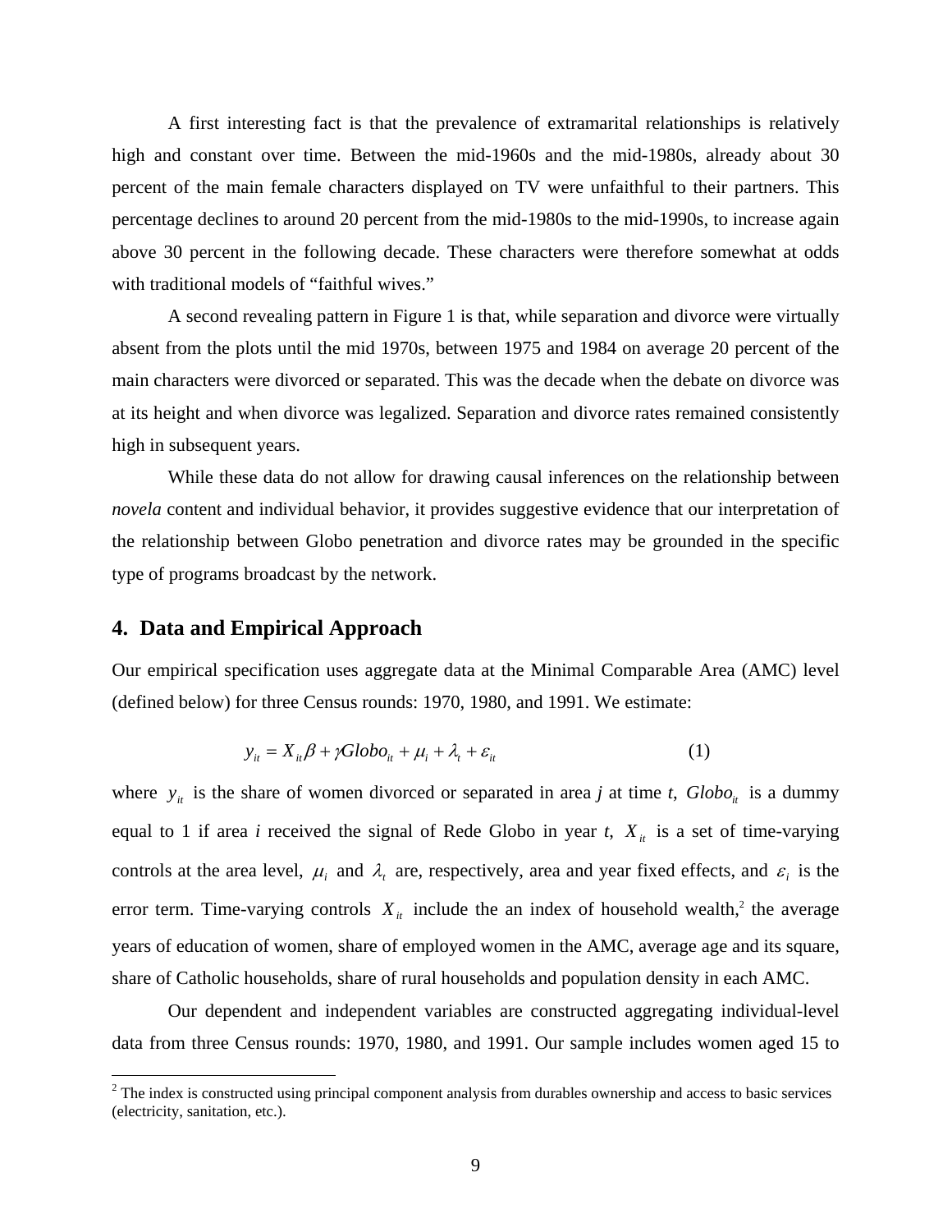A first interesting fact is that the prevalence of extramarital relationships is relatively high and constant over time. Between the mid-1960s and the mid-1980s, already about 30 percent of the main female characters displayed on TV were unfaithful to their partners. This percentage declines to around 20 percent from the mid-1980s to the mid-1990s, to increase again above 30 percent in the following decade. These characters were therefore somewhat at odds with traditional models of "faithful wives."

A second revealing pattern in Figure 1 is that, while separation and divorce were virtually absent from the plots until the mid 1970s, between 1975 and 1984 on average 20 percent of the main characters were divorced or separated. This was the decade when the debate on divorce was at its height and when divorce was legalized. Separation and divorce rates remained consistently high in subsequent years.

While these data do not allow for drawing causal inferences on the relationship between *novela* content and individual behavior, it provides suggestive evidence that our interpretation of the relationship between Globo penetration and divorce rates may be grounded in the specific type of programs broadcast by the network.

## 4. Data and Empirical Approach

Our empirical specification uses aggregate data at the Minimal Comparable Area (AMC) level (defined below) for three Census rounds: 1970, 1980, and 1991. We estimate:

$$y_{it} = X_{it}\beta + \gamma Globo_{it} + \mu_i + \lambda_t + \varepsilon_{it} \qquad (1)$$

where $y_{it}$ is the share of women divorced or separated in area *j* at time *t*, $Globo_{it}$ is a dummy equal to 1 if area *i* received the signal of Rede Globo in year *t*, $X_{it}$ is a set of time-varying controls at the area level, $\mu_i$ and $\lambda_t$ are, respectively, area and year fixed effects, and $\varepsilon_i$ is the error term. Time-varying controls $X_{it}$ include the an index of household wealth,[2] the average years of education of women, share of employed women in the AMC, average age and its square, share of Catholic households, share of rural households and population density in each AMC.

Our dependent and independent variables are constructed aggregating individual-level data from three Census rounds: 1970, 1980, and 1991. Our sample includes women aged 15 to

[2] The index is constructed using principal component analysis from durables ownership and access to basic services (electricity, sanitation, etc.).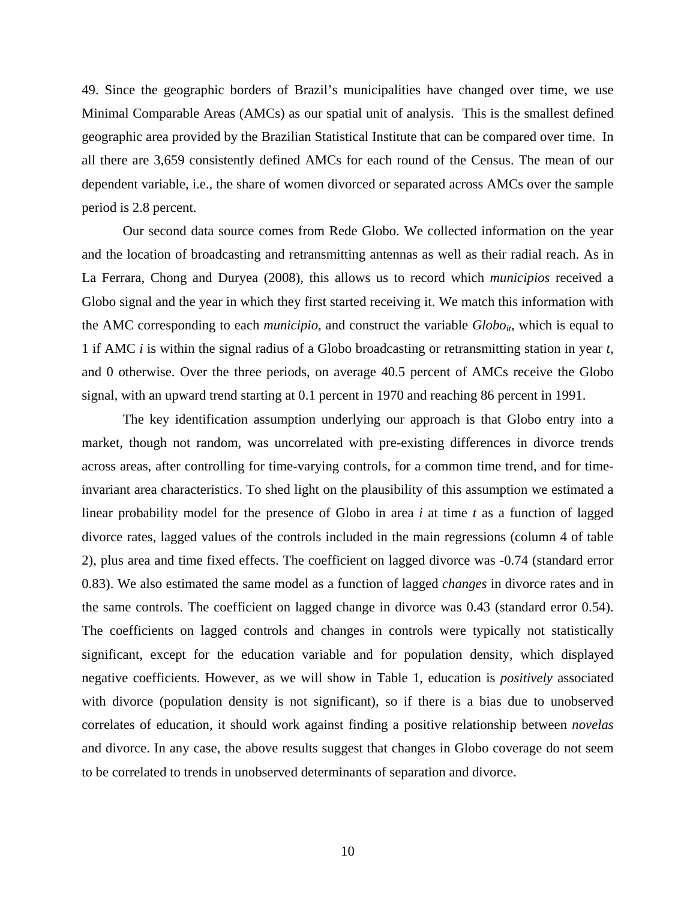49. Since the geographic borders of Brazil's municipalities have changed over time, we use Minimal Comparable Areas (AMCs) as our spatial unit of analysis. This is the smallest defined geographic area provided by the Brazilian Statistical Institute that can be compared over time. In all there are 3,659 consistently defined AMCs for each round of the Census. The mean of our dependent variable, i.e., the share of women divorced or separated across AMCs over the sample period is 2.8 percent.

Our second data source comes from Rede Globo. We collected information on the year and the location of broadcasting and retransmitting antennas as well as their radial reach. As in La Ferrara, Chong and Duryea (2008), this allows us to record which *municipios* received a Globo signal and the year in which they first started receiving it. We match this information with the AMC corresponding to each *municipio*, and construct the variable $Globo_{it}$, which is equal to 1 if AMC $i$ is within the signal radius of a Globo broadcasting or retransmitting station in year $t$, and 0 otherwise. Over the three periods, on average 40.5 percent of AMCs receive the Globo signal, with an upward trend starting at 0.1 percent in 1970 and reaching 86 percent in 1991.

The key identification assumption underlying our approach is that Globo entry into a market, though not random, was uncorrelated with pre-existing differences in divorce trends across areas, after controlling for time-varying controls, for a common time trend, and for time-invariant area characteristics. To shed light on the plausibility of this assumption we estimated a linear probability model for the presence of Globo in area $i$ at time $t$ as a function of lagged divorce rates, lagged values of the controls included in the main regressions (column 4 of table 2), plus area and time fixed effects. The coefficient on lagged divorce was -0.74 (standard error 0.83). We also estimated the same model as a function of lagged *changes* in divorce rates and in the same controls. The coefficient on lagged change in divorce was 0.43 (standard error 0.54). The coefficients on lagged controls and changes in controls were typically not statistically significant, except for the education variable and for population density, which displayed negative coefficients. However, as we will show in Table 1, education is *positively* associated with divorce (population density is not significant), so if there is a bias due to unobserved correlates of education, it should work against finding a positive relationship between *novelas* and divorce. In any case, the above results suggest that changes in Globo coverage do not seem to be correlated to trends in unobserved determinants of separation and divorce.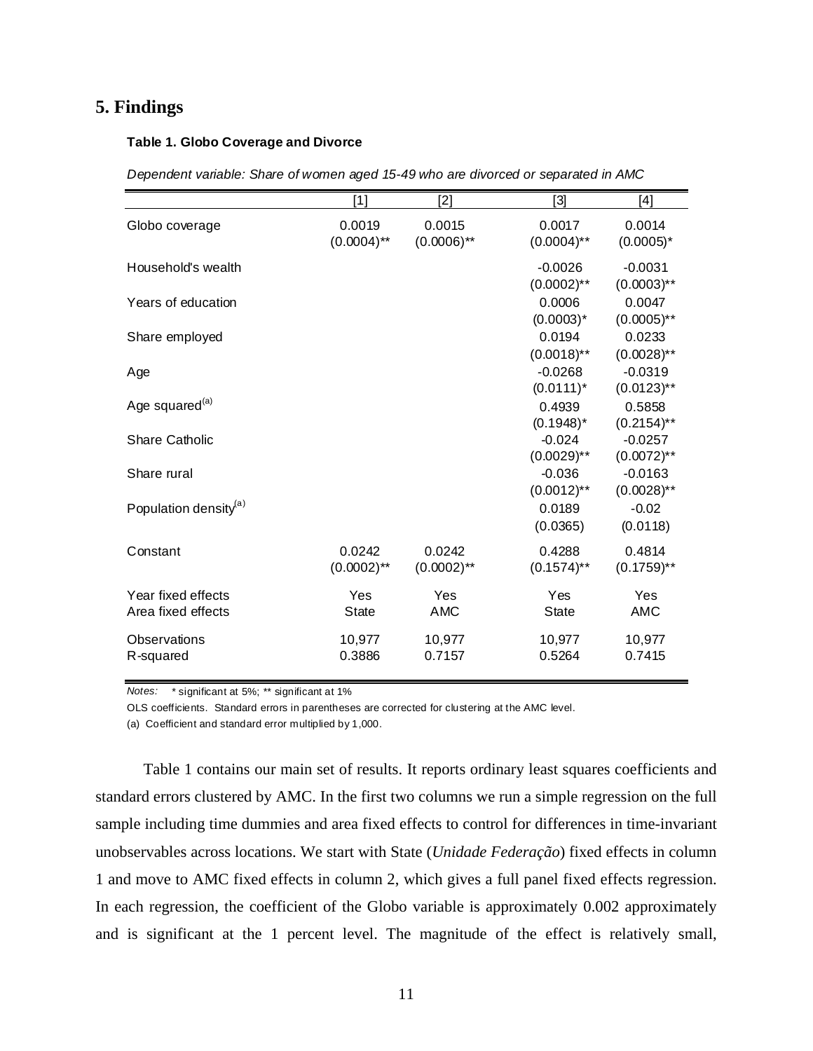## 5. Findings

**Table 1. Globo Coverage and Divorce**

*Dependent variable: Share of women aged 15-49 who are divorced or separated in AMC*

| | [1] | [2] | [3] | [4] |
|---|---|---|---|---|
| Globo coverage | 0.0019 | 0.0015 | 0.0017 | 0.0014 |
| | (0.0004)** | (0.0006)** | (0.0004)** | (0.0005)* |
| Household's wealth | | | -0.0026 | -0.0031 |
| | | | (0.0002)** | (0.0003)** |
| Years of education | | | 0.0006 | 0.0047 |
| | | | (0.0003)* | (0.0005)** |
| Share employed | | | 0.0194 | 0.0233 |
| | | | (0.0018)** | (0.0028)** |
| Age | | | -0.0268 | -0.0319 |
| | | | (0.0111)* | (0.0123)** |
| Age squared[(a)] | | | 0.4939 | 0.5858 |
| | | | (0.1948)* | (0.2154)** |
| Share Catholic | | | -0.024 | -0.0257 |
| | | | (0.0029)** | (0.0072)** |
| Share rural | | | -0.036 | -0.0163 |
| | | | (0.0012)** | (0.0028)** |
| Population density[(a)] | | | 0.0189 | -0.02 |
| | | | (0.0365) | (0.0118) |
| Constant | 0.0242 | 0.0242 | 0.4288 | 0.4814 |
| | (0.0002)** | (0.0002)** | (0.1574)** | (0.1759)** |
| Year fixed effects | Yes | Yes | Yes | Yes |
| Area fixed effects | State | AMC | State | AMC |
| Observations | 10,977 | 10,977 | 10,977 | 10,977 |
| R-squared | 0.3886 | 0.7157 | 0.5264 | 0.7415 |

*Notes:* * significant at 5%; ** significant at 1%

OLS coefficients. Standard errors in parentheses are corrected for clustering at the AMC level.

(a) Coefficient and standard error multiplied by 1,000.

Table 1 contains our main set of results. It reports ordinary least squares coefficients and standard errors clustered by AMC. In the first two columns we run a simple regression on the full sample including time dummies and area fixed effects to control for differences in time-invariant unobservables across locations. We start with State (*Unidade Federação*) fixed effects in column 1 and move to AMC fixed effects in column 2, which gives a full panel fixed effects regression. In each regression, the coefficient of the Globo variable is approximately 0.002 approximately and is significant at the 1 percent level. The magnitude of the effect is relatively small,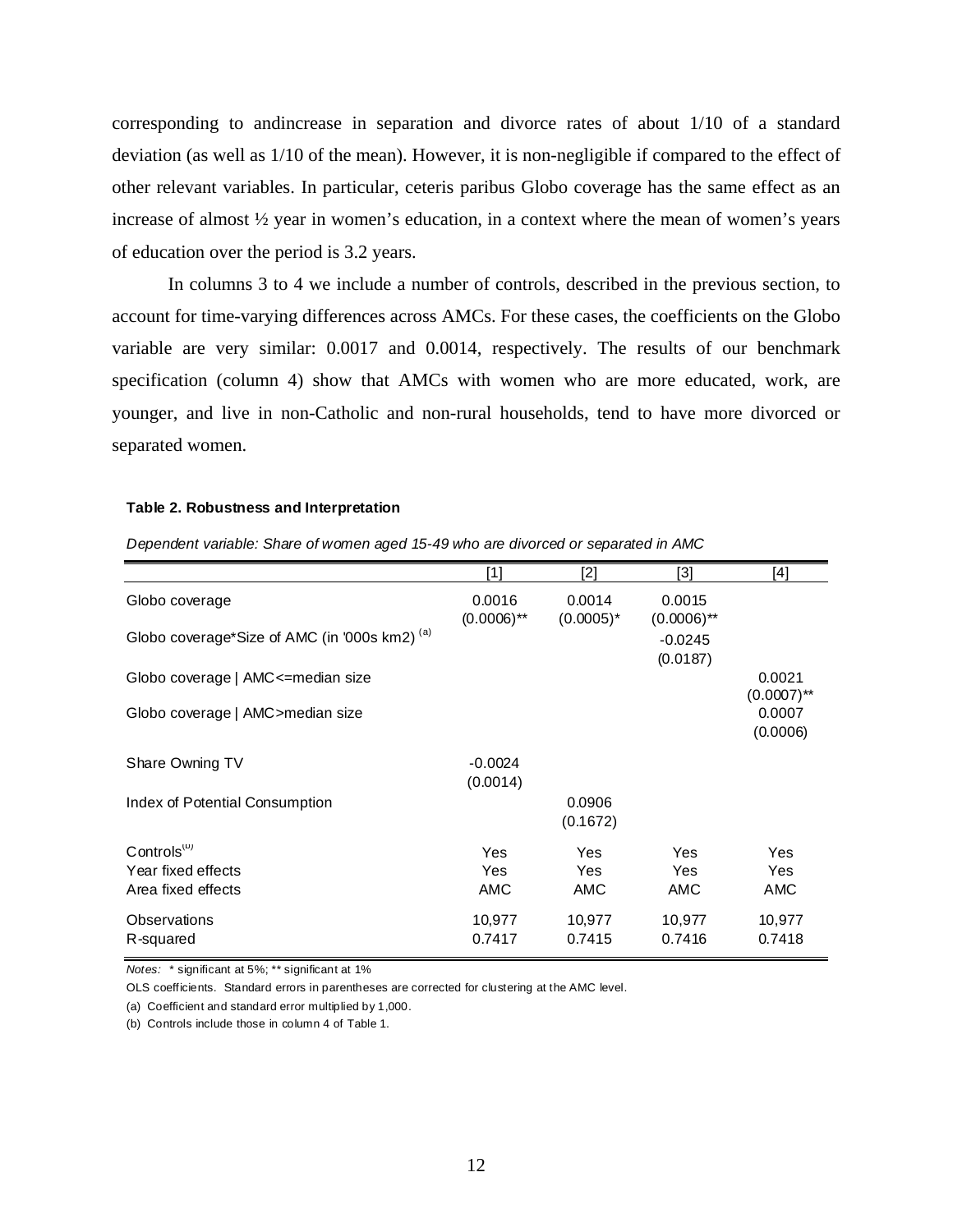corresponding to andincrease in separation and divorce rates of about 1/10 of a standard deviation (as well as 1/10 of the mean). However, it is non-negligible if compared to the effect of other relevant variables. In particular, ceteris paribus Globo coverage has the same effect as an increase of almost ½ year in women's education, in a context where the mean of women's years of education over the period is 3.2 years.

In columns 3 to 4 we include a number of controls, described in the previous section, to account for time-varying differences across AMCs. For these cases, the coefficients on the Globo variable are very similar: 0.0017 and 0.0014, respectively. The results of our benchmark specification (column 4) show that AMCs with women who are more educated, work, are younger, and live in non-Catholic and non-rural households, tend to have more divorced or separated women.

**Table 2. Robustness and Interpretation**

*Dependent variable: Share of women aged 15-49 who are divorced or separated in AMC*

| | [1] | [2] | [3] | [4] |
|---|---|---|---|---|
| Globo coverage | 0.0016<br>(0.0006)** | 0.0014<br>(0.0005)* | 0.0015<br>(0.0006)** | |
| Globo coverage*Size of AMC (in '000s km2) [(a)] | | | -0.0245<br>(0.0187) | |
| Globo coverage \| AMC<=median size | | | | 0.0021<br>(0.0007)** |
| Globo coverage \| AMC>median size | | | | 0.0007<br>(0.0006) |
| Share Owning TV | -0.0024<br>(0.0014) | | | |
| Index of Potential Consumption | | 0.0906<br>(0.1672) | | |
| Controls[(b)] | Yes | Yes | Yes | Yes |
| Year fixed effects | Yes | Yes | Yes | Yes |
| Area fixed effects | AMC | AMC | AMC | AMC |
| Observations | 10,977 | 10,977 | 10,977 | 10,977 |
| R-squared | 0.7417 | 0.7415 | 0.7416 | 0.7418 |

*Notes:* * significant at 5%; ** significant at 1%

OLS coefficients. Standard errors in parentheses are corrected for clustering at the AMC level.

(a) Coefficient and standard error multiplied by 1,000.

(b) Controls include those in column 4 of Table 1.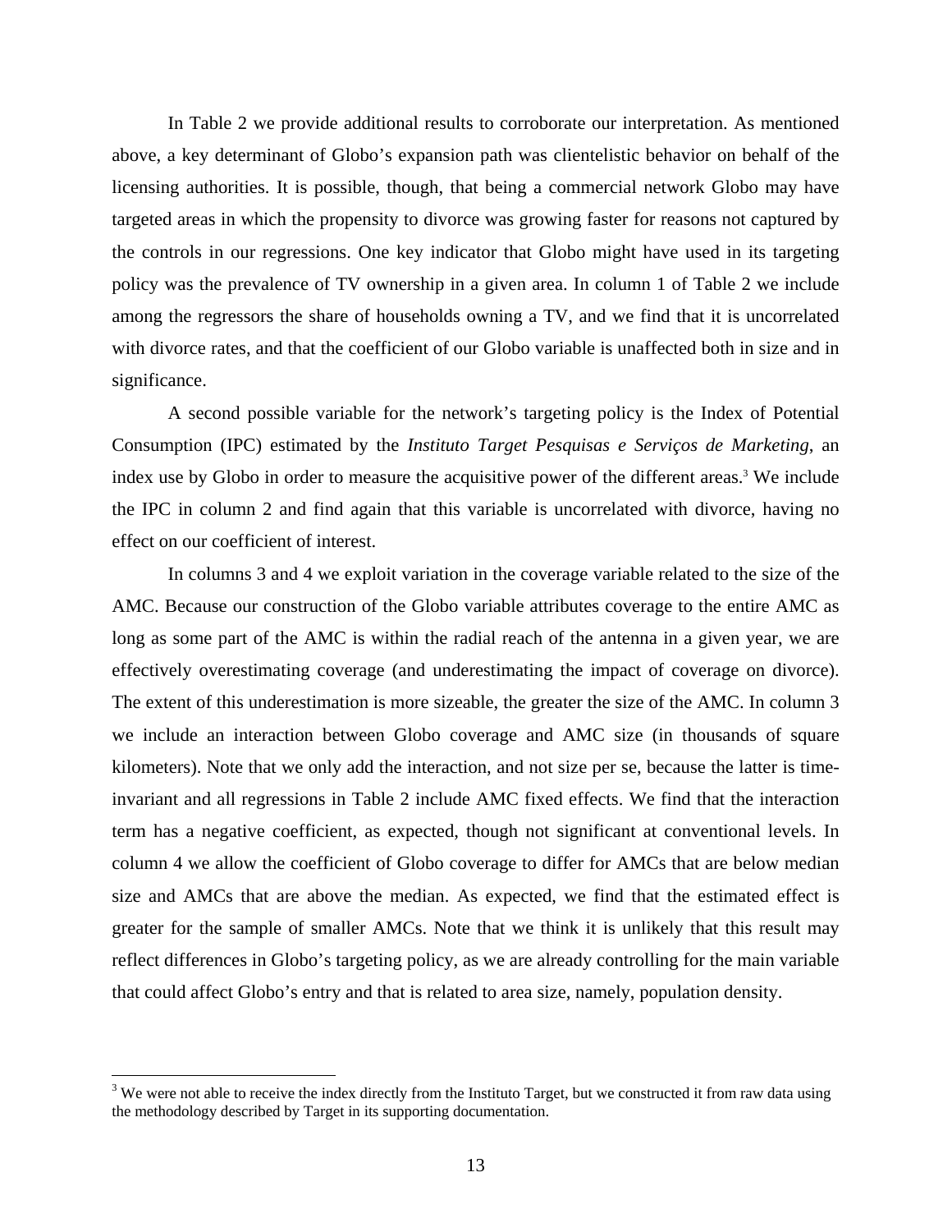In Table 2 we provide additional results to corroborate our interpretation. As mentioned above, a key determinant of Globo's expansion path was clientelistic behavior on behalf of the licensing authorities. It is possible, though, that being a commercial network Globo may have targeted areas in which the propensity to divorce was growing faster for reasons not captured by the controls in our regressions. One key indicator that Globo might have used in its targeting policy was the prevalence of TV ownership in a given area. In column 1 of Table 2 we include among the regressors the share of households owning a TV, and we find that it is uncorrelated with divorce rates, and that the coefficient of our Globo variable is unaffected both in size and in significance.

A second possible variable for the network's targeting policy is the Index of Potential Consumption (IPC) estimated by the *Instituto Target Pesquisas e Serviços de Marketing*, an index use by Globo in order to measure the acquisitive power of the different areas.[3] We include the IPC in column 2 and find again that this variable is uncorrelated with divorce, having no effect on our coefficient of interest.

In columns 3 and 4 we exploit variation in the coverage variable related to the size of the AMC. Because our construction of the Globo variable attributes coverage to the entire AMC as long as some part of the AMC is within the radial reach of the antenna in a given year, we are effectively overestimating coverage (and underestimating the impact of coverage on divorce). The extent of this underestimation is more sizeable, the greater the size of the AMC. In column 3 we include an interaction between Globo coverage and AMC size (in thousands of square kilometers). Note that we only add the interaction, and not size per se, because the latter is time-invariant and all regressions in Table 2 include AMC fixed effects. We find that the interaction term has a negative coefficient, as expected, though not significant at conventional levels. In column 4 we allow the coefficient of Globo coverage to differ for AMCs that are below median size and AMCs that are above the median. As expected, we find that the estimated effect is greater for the sample of smaller AMCs. Note that we think it is unlikely that this result may reflect differences in Globo's targeting policy, as we are already controlling for the main variable that could affect Globo's entry and that is related to area size, namely, population density.

---

[3] We were not able to receive the index directly from the Instituto Target, but we constructed it from raw data using the methodology described by Target in its supporting documentation.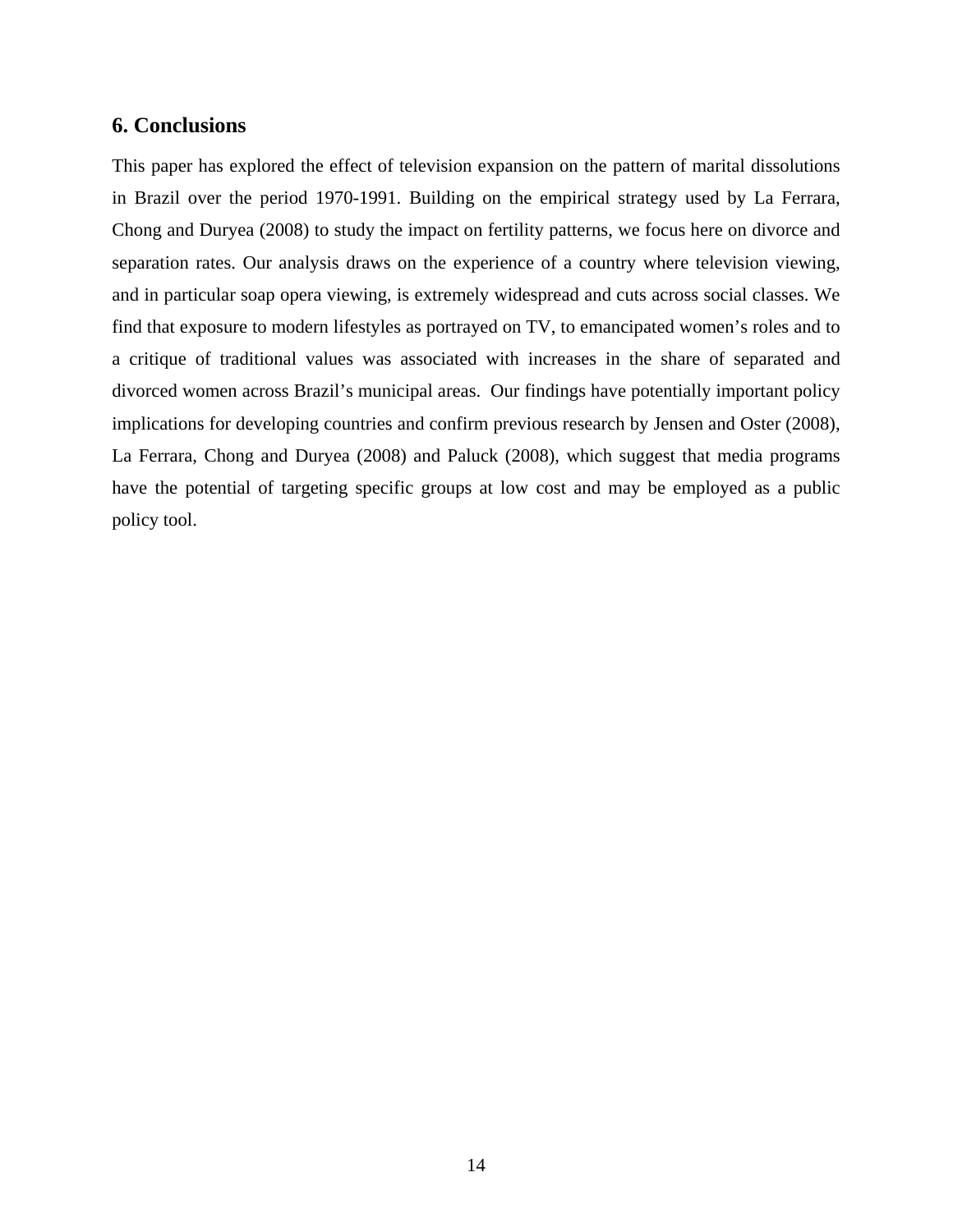## 6. Conclusions

This paper has explored the effect of television expansion on the pattern of marital dissolutions in Brazil over the period 1970-1991. Building on the empirical strategy used by La Ferrara, Chong and Duryea (2008) to study the impact on fertility patterns, we focus here on divorce and separation rates. Our analysis draws on the experience of a country where television viewing, and in particular soap opera viewing, is extremely widespread and cuts across social classes. We find that exposure to modern lifestyles as portrayed on TV, to emancipated women's roles and to a critique of traditional values was associated with increases in the share of separated and divorced women across Brazil's municipal areas. Our findings have potentially important policy implications for developing countries and confirm previous research by Jensen and Oster (2008), La Ferrara, Chong and Duryea (2008) and Paluck (2008), which suggest that media programs have the potential of targeting specific groups at low cost and may be employed as a public policy tool.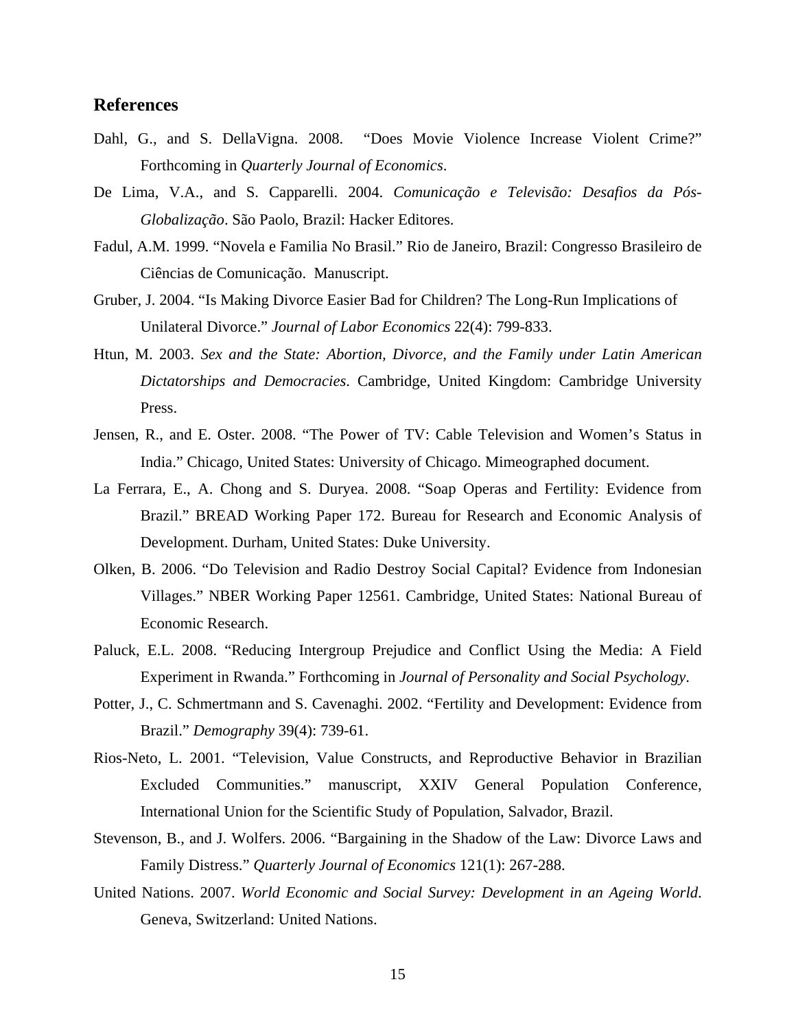## References

Dahl, G., and S. DellaVigna. 2008. "Does Movie Violence Increase Violent Crime?" Forthcoming in *Quarterly Journal of Economics*.

De Lima, V.A., and S. Capparelli. 2004. *Comunicação e Televisão: Desafios da Pós-Globalização*. São Paolo, Brazil: Hacker Editores.

Fadul, A.M. 1999. "Novela e Familia No Brasil." Rio de Janeiro, Brazil: Congresso Brasileiro de Ciências de Comunicação. Manuscript.

Gruber, J. 2004. "Is Making Divorce Easier Bad for Children? The Long-Run Implications of Unilateral Divorce." *Journal of Labor Economics* 22(4): 799-833.

Htun, M. 2003. *Sex and the State: Abortion, Divorce, and the Family under Latin American Dictatorships and Democracies*. Cambridge, United Kingdom: Cambridge University Press.

Jensen, R., and E. Oster. 2008. "The Power of TV: Cable Television and Women's Status in India." Chicago, United States: University of Chicago. Mimeographed document.

La Ferrara, E., A. Chong and S. Duryea. 2008. "Soap Operas and Fertility: Evidence from Brazil." BREAD Working Paper 172. Bureau for Research and Economic Analysis of Development. Durham, United States: Duke University.

Olken, B. 2006. "Do Television and Radio Destroy Social Capital? Evidence from Indonesian Villages." NBER Working Paper 12561. Cambridge, United States: National Bureau of Economic Research.

Paluck, E.L. 2008. "Reducing Intergroup Prejudice and Conflict Using the Media: A Field Experiment in Rwanda." Forthcoming in *Journal of Personality and Social Psychology*.

Potter, J., C. Schmertmann and S. Cavenaghi. 2002. "Fertility and Development: Evidence from Brazil." *Demography* 39(4): 739-61.

Rios-Neto, L. 2001. "Television, Value Constructs, and Reproductive Behavior in Brazilian Excluded Communities." manuscript, XXIV General Population Conference, International Union for the Scientific Study of Population, Salvador, Brazil.

Stevenson, B., and J. Wolfers. 2006. "Bargaining in the Shadow of the Law: Divorce Laws and Family Distress." *Quarterly Journal of Economics* 121(1): 267-288.

United Nations. 2007. *World Economic and Social Survey: Development in an Ageing World*. Geneva, Switzerland: United Nations.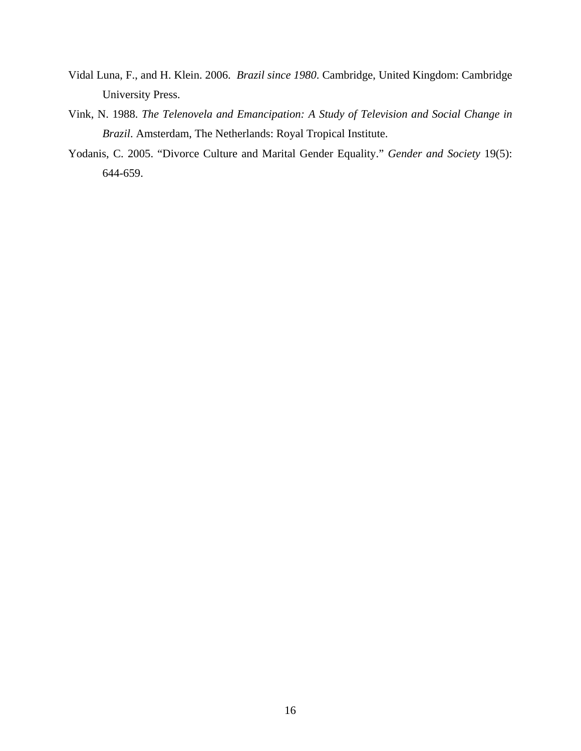Vidal Luna, F., and H. Klein. 2006. *Brazil since 1980*. Cambridge, United Kingdom: Cambridge University Press.

Vink, N. 1988. *The Telenovela and Emancipation: A Study of Television and Social Change in Brazil*. Amsterdam, The Netherlands: Royal Tropical Institute.

Yodanis, C. 2005. "Divorce Culture and Marital Gender Equality." *Gender and Society* 19(5): 644-659.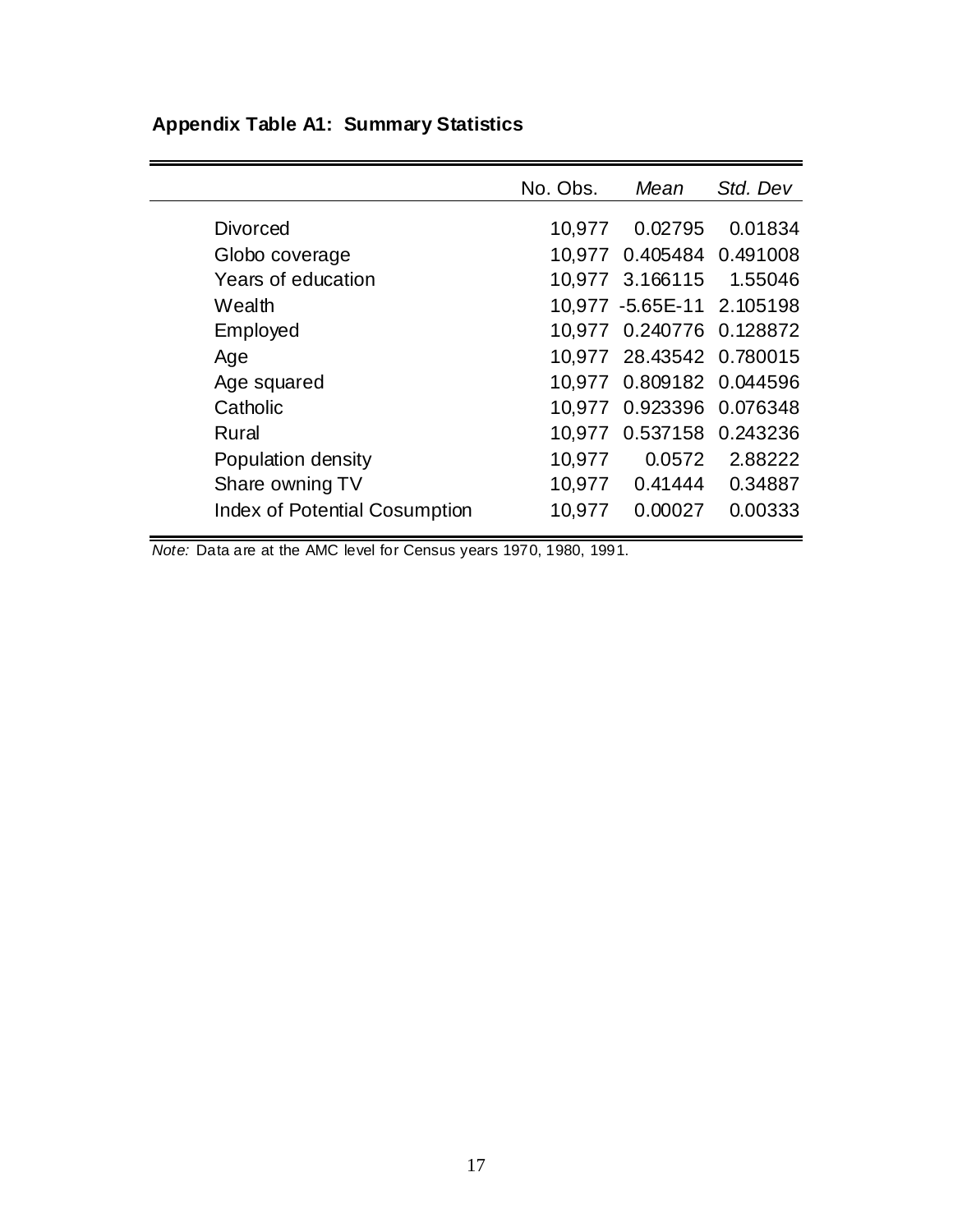**Appendix Table A1: Summary Statistics**

| | No. Obs. | *Mean* | *Std. Dev* |
|---|---|---|---|
| Divorced | 10,977 | 0.02795 | 0.01834 |
| Globo coverage | 10,977 | 0.405484 | 0.491008 |
| Years of education | 10,977 | 3.166115 | 1.55046 |
| Wealth | 10,977 | -5.65E-11 | 2.105198 |
| Employed | 10,977 | 0.240776 | 0.128872 |
| Age | 10,977 | 28.43542 | 0.780015 |
| Age squared | 10,977 | 0.809182 | 0.044596 |
| Catholic | 10,977 | 0.923396 | 0.076348 |
| Rural | 10,977 | 0.537158 | 0.243236 |
| Population density | 10,977 | 0.0572 | 2.88222 |
| Share owning TV | 10,977 | 0.41444 | 0.34887 |
| Index of Potential Cosumption | 10,977 | 0.00027 | 0.00333 |

*Note:* Data are at the AMC level for Census years 1970, 1980, 1991.